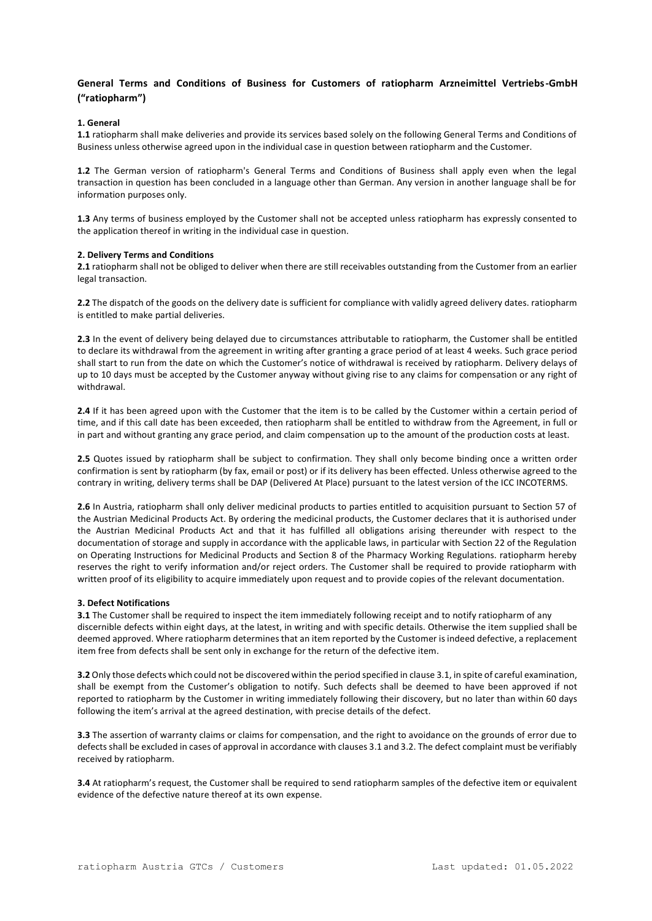## General Terms and Conditions of Business for Customers of ratiopharm Arzneimittel Vertriebs-GmbH ("ratiopharm")

### 1. General

**1.1** ratiopharm shall make deliveries and provide its services based solely on the following General Terms and Conditions of Business unless otherwise agreed upon in the individual case in question between ratiopharm and the Customer.

**1.2** The German version of ratiopharm's General Terms and Conditions of Business shall apply even when the legal transaction in question has been concluded in a language other than German. Any version in another language shall be for information purposes only.

**1.3** Any terms of business employed by the Customer shall not be accepted unless ratiopharm has expressly consented to the application thereof in writing in the individual case in question.

### 2. Delivery Terms and Conditions

**2.1** ratiopharm shall not be obliged to deliver when there are still receivables outstanding from the Customer from an earlier legal transaction.

**2.2** The dispatch of the goods on the delivery date is sufficient for compliance with validly agreed delivery dates. ratiopharm is entitled to make partial deliveries.

**2.3** In the event of delivery being delayed due to circumstances attributable to ratiopharm, the Customer shall be entitled to declare its withdrawal from the agreement in writing after granting a grace period of at least 4 weeks. Such grace period shall start to run from the date on which the Customer's notice of withdrawal is received by ratiopharm. Delivery delays of up to 10 days must be accepted by the Customer anyway without giving rise to any claims for compensation or any right of withdrawal.

**2.4** If it has been agreed upon with the Customer that the item is to be called by the Customer within a certain period of time, and if this call date has been exceeded, then ratiopharm shall be entitled to withdraw from the Agreement, in full or in part and without granting any grace period, and claim compensation up to the amount of the production costs at least.

**2.5** Quotes issued by ratiopharm shall be subject to confirmation. They shall only become binding once a written order confirmation is sent by ratiopharm (by fax, email or post) or if its delivery has been effected. Unless otherwise agreed to the contrary in writing, delivery terms shall be DAP (Delivered At Place) pursuant to the latest version of the ICC INCOTERMS.

**2.6** In Austria, ratiopharm shall only deliver medicinal products to parties entitled to acquisition pursuant to Section 57 of the Austrian Medicinal Products Act. By ordering the medicinal products, the Customer declares that it is authorised under the Austrian Medicinal Products Act and that it has fulfilled all obligations arising thereunder with respect to the documentation of storage and supply in accordance with the applicable laws, in particular with Section 22 of the Regulation on Operating Instructions for Medicinal Products and Section 8 of the Pharmacy Working Regulations. ratiopharm hereby reserves the right to verify information and/or reject orders. The Customer shall be required to provide ratiopharm with written proof of its eligibility to acquire immediately upon request and to provide copies of the relevant documentation.

### 3. Defect Notifications

**3.1** The Customer shall be required to inspect the item immediately following receipt and to notify ratiopharm of any discernible defects within eight days, at the latest, in writing and with specific details. Otherwise the item supplied shall be deemed approved. Where ratiopharm determines that an item reported by the Customer is indeed defective, a replacement item free from defects shall be sent only in exchange for the return of the defective item.

**3.2** Only those defects which could not be discovered within the period specified in clause 3.1, in spite of careful examination, shall be exempt from the Customer's obligation to notify. Such defects shall be deemed to have been approved if not reported to ratiopharm by the Customer in writing immediately following their discovery, but no later than within 60 days following the item's arrival at the agreed destination, with precise details of the defect.

**3.3** The assertion of warranty claims or claims for compensation, and the right to avoidance on the grounds of error due to defects shall be excluded in cases of approval in accordance with clauses 3.1 and 3.2. The defect complaint must be verifiably received by ratiopharm.

**3.4** At ratiopharm's request, the Customer shall be required to send ratiopharm samples of the defective item or equivalent evidence of the defective nature thereof at its own expense.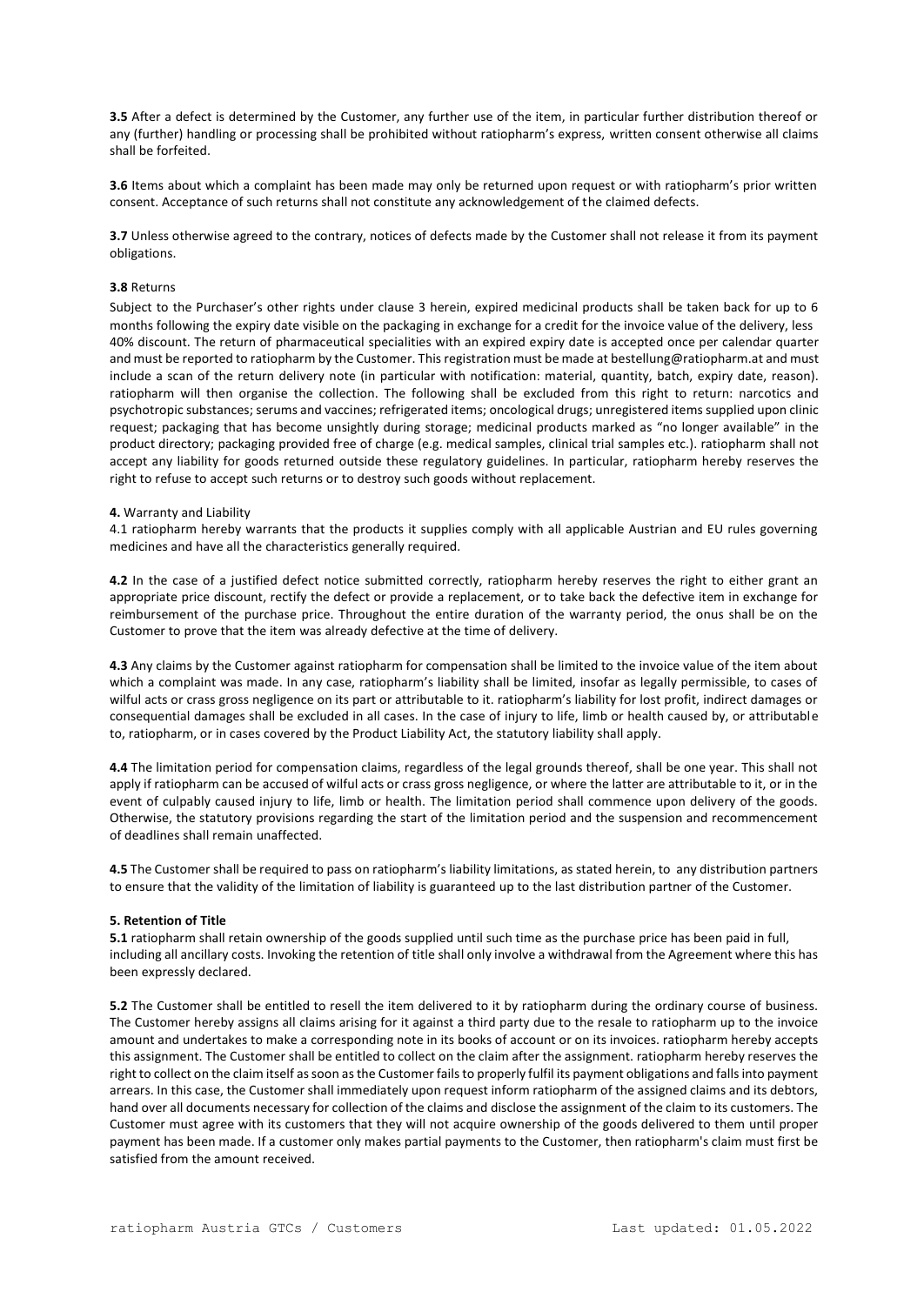**3.5** After a defect is determined by the Customer, any further use of the item, in particular further distribution thereof or any (further) handling or processing shall be prohibited without ratiopharm's express, written consent otherwise all claims shall be forfeited.

**3.6** Items about which a complaint has been made may only be returned upon request or with ratiopharm's prior written consent. Acceptance of such returns shall not constitute any acknowledgement of the claimed defects.

**3.7** Unless otherwise agreed to the contrary, notices of defects made by the Customer shall not release it from its payment obligations.

**3.8** Returns

Subject to the Purchaser's other rights under clause 3 herein, expired medicinal products shall be taken back for up to 6 months following the expiry date visible on the packaging in exchange for a credit for the invoice value of the delivery, less 40% discount. The return of pharmaceutical specialities with an expired expiry date is accepted once per calendar quarter and must be reported to ratiopharm by the Customer. This registration must be made at bestellung@ratiopharm.at and must include a scan of the return delivery note (in particular with notification: material, quantity, batch, expiry date, reason). ratiopharm will then organise the collection. The following shall be excluded from this right to return: narcotics and psychotropic substances; serums and vaccines; refrigerated items; oncological drugs; unregistered items supplied upon clinic request; packaging that has become unsightly during storage; medicinal products marked as "no longer available" in the product directory; packaging provided free of charge (e.g. medical samples, clinical trial samples etc.). ratiopharm shall not accept any liability for goods returned outside these regulatory guidelines. In particular, ratiopharm hereby reserves the right to refuse to accept such returns or to destroy such goods without replacement.

**4.** Warranty and Liability

4.1 ratiopharm hereby warrants that the products it supplies comply with all applicable Austrian and EU rules governing medicines and have all the characteristics generally required.

**4.2** In the case of a justified defect notice submitted correctly, ratiopharm hereby reserves the right to either grant an appropriate price discount, rectify the defect or provide a replacement, or to take back the defective item in exchange for reimbursement of the purchase price. Throughout the entire duration of the warranty period, the onus shall be on the Customer to prove that the item was already defective at the time of delivery.

**4.3** Any claims by the Customer against ratiopharm for compensation shall be limited to the invoice value of the item about which a complaint was made. In any case, ratiopharm's liability shall be limited, insofar as legally permissible, to cases of wilful acts or crass gross negligence on its part or attributable to it. ratiopharm's liability for lost profit, indirect damages or consequential damages shall be excluded in all cases. In the case of injury to life, limb or health caused by, or attributable to, ratiopharm, or in cases covered by the Product Liability Act, the statutory liability shall apply.

**4.4** The limitation period for compensation claims, regardless of the legal grounds thereof, shall be one year. This shall not apply if ratiopharm can be accused of wilful acts or crass gross negligence, or where the latter are attributable to it, or in the event of culpably caused injury to life, limb or health. The limitation period shall commence upon delivery of the goods. Otherwise, the statutory provisions regarding the start of the limitation period and the suspension and recommencement of deadlines shall remain unaffected.

**4.5** The Customer shall be required to pass on ratiopharm's liability limitations, as stated herein, to any distribution partners to ensure that the validity of the limitation of liability is guaranteed up to the last distribution partner of the Customer.

**5. Retention of Title**

**5.1** ratiopharm shall retain ownership of the goods supplied until such time as the purchase price has been paid in full, including all ancillary costs. Invoking the retention of title shall only involve a withdrawal from the Agreement where this has been expressly declared.

**5.2** The Customer shall be entitled to resell the item delivered to it by ratiopharm during the ordinary course of business. The Customer hereby assigns all claims arising for it against a third party due to the resale to ratiopharm up to the invoice amount and undertakes to make a corresponding note in its books of account or on its invoices. ratiopharm hereby accepts this assignment. The Customer shall be entitled to collect on the claim after the assignment. ratiopharm hereby reserves the right to collect on the claim itself as soon as the Customer fails to properly fulfil its payment obligations and falls into payment arrears. In this case, the Customer shall immediately upon request inform ratiopharm of the assigned claims and its debtors, hand over all documents necessary for collection of the claims and disclose the assignment of the claim to its customers. The Customer must agree with its customers that they will not acquire ownership of the goods delivered to them until proper payment has been made. If a customer only makes partial payments to the Customer, then ratiopharm's claim must first be satisfied from the amount received.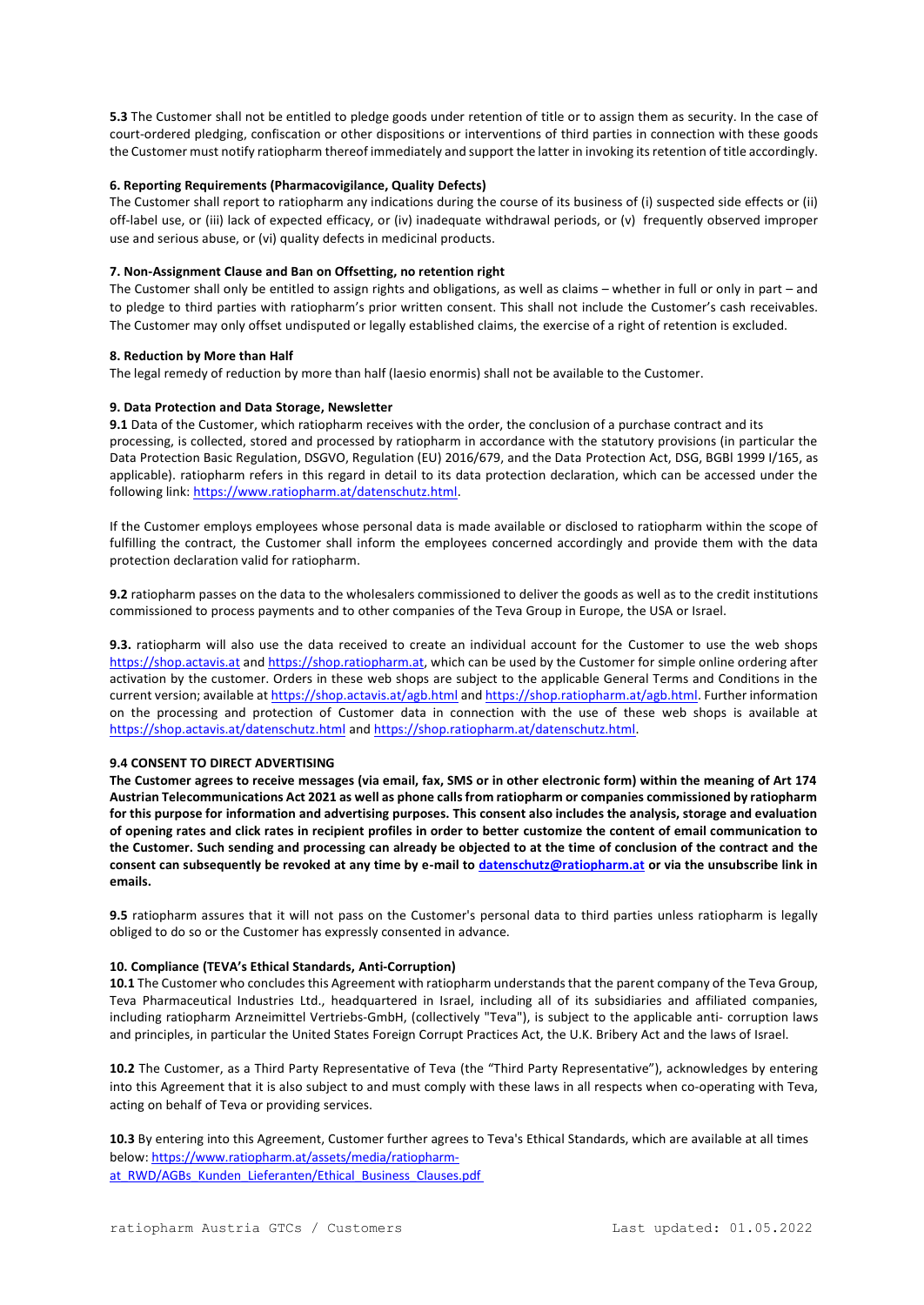**5.3** The Customer shall not be entitled to pledge goods under retention of title or to assign them as security. In the case of court-ordered pledging, confiscation or other dispositions or interventions of third parties in connection with these goods the Customer must notify ratiopharm thereof immediately and support the latter in invoking its retention of title accordingly.

**6. Reporting Requirements (Pharmacovigilance, Quality Defects)**

The Customer shall report to ratiopharm any indications during the course of its business of (i) suspected side effects or (ii) off-label use, or (iii) lack of expected efficacy, or (iv) inadequate withdrawal periods, or (v) frequently observed improper use and serious abuse, or (vi) quality defects in medicinal products.

**7. Non-Assignment Clause and Ban on Offsetting, no retention right**

The Customer shall only be entitled to assign rights and obligations, as well as claims – whether in full or only in part – and to pledge to third parties with ratiopharm's prior written consent. This shall not include the Customer's cash receivables. The Customer may only offset undisputed or legally established claims, the exercise of a right of retention is excluded.

**8. Reduction by More than Half**

The legal remedy of reduction by more than half (laesio enormis) shall not be available to the Customer.

**9. Data Protection and Data Storage, Newsletter**

**9.1** Data of the Customer, which ratiopharm receives with the order, the conclusion of a purchase contract and its processing, is collected, stored and processed by ratiopharm in accordance with the statutory provisions (in particular the Data Protection Basic Regulation, DSGVO, Regulation (EU) 2016/679, and the Data Protection Act, DSG, BGBl 1999 I/165, as applicable). ratiopharm refers in this regard in detail to its data protection declaration, which can be accessed under the following link: https://www.ratiopharm.at/datenschutz.html.

If the Customer employs employees whose personal data is made available or disclosed to ratiopharm within the scope of fulfilling the contract, the Customer shall inform the employees concerned accordingly and provide them with the data protection declaration valid for ratiopharm.

**9.2** ratiopharm passes on the data to the wholesalers commissioned to deliver the goods as well as to the credit institutions commissioned to process payments and to other companies of the Teva Group in Europe, the USA or Israel.

**9.3.** ratiopharm will also use the data received to create an individual account for the Customer to use the web shops https://shop.actavis.at and https://shop.ratiopharm.at, which can be used by the Customer for simple online ordering after activation by the customer. Orders in these web shops are subject to the applicable General Terms and Conditions in the current version; available at https://shop.actavis.at/agb.html and https://shop.ratiopharm.at/agb.html. Further information on the processing and protection of Customer data in connection with the use of these web shops is available at https://shop.actavis.at/datenschutz.html and https://shop.ratiopharm.at/datenschutz.html.

**9.4 CONSENT TO DIRECT ADVERTISING**

**The Customer agrees to receive messages (via email, fax, SMS or in other electronic form) within the meaning of Art 174 Austrian Telecommunications Act 2021 as well as phone calls from ratiopharm or companies commissioned by ratiopharm for this purpose for information and advertising purposes. This consent also includes the analysis, storage and evaluation of opening rates and click rates in recipient profiles in order to better customize the content of email communication to the Customer. Such sending and processing can already be objected to at the time of conclusion of the contract and the consent can subsequently be revoked at any time by e-mail to datenschutz@ratiopharm.at or via the unsubscribe link in emails.**

**9.5** ratiopharm assures that it will not pass on the Customer's personal data to third parties unless ratiopharm is legally obliged to do so or the Customer has expressly consented in advance.

**10. Compliance (TEVA's Ethical Standards, Anti-Corruption)**

**10.1** The Customer who concludes this Agreement with ratiopharm understands that the parent company of the Teva Group, Teva Pharmaceutical Industries Ltd., headquartered in Israel, including all of its subsidiaries and affiliated companies, including ratiopharm Arzneimittel Vertriebs-GmbH, (collectively "Teva"), is subject to the applicable anti- corruption laws and principles, in particular the United States Foreign Corrupt Practices Act, the U.K. Bribery Act and the laws of Israel.

**10.2** The Customer, as a Third Party Representative of Teva (the "Third Party Representative"), acknowledges by entering into this Agreement that it is also subject to and must comply with these laws in all respects when co-operating with Teva, acting on behalf of Teva or providing services.

**10.3** By entering into this Agreement, Customer further agrees to Teva's Ethical Standards, which are available at all times below: https://www.ratiopharm.at/assets/media/ratiopharm-at_RWD/AGBs_Kunden_Lieferanten/Ethical_Business_Clauses.pdf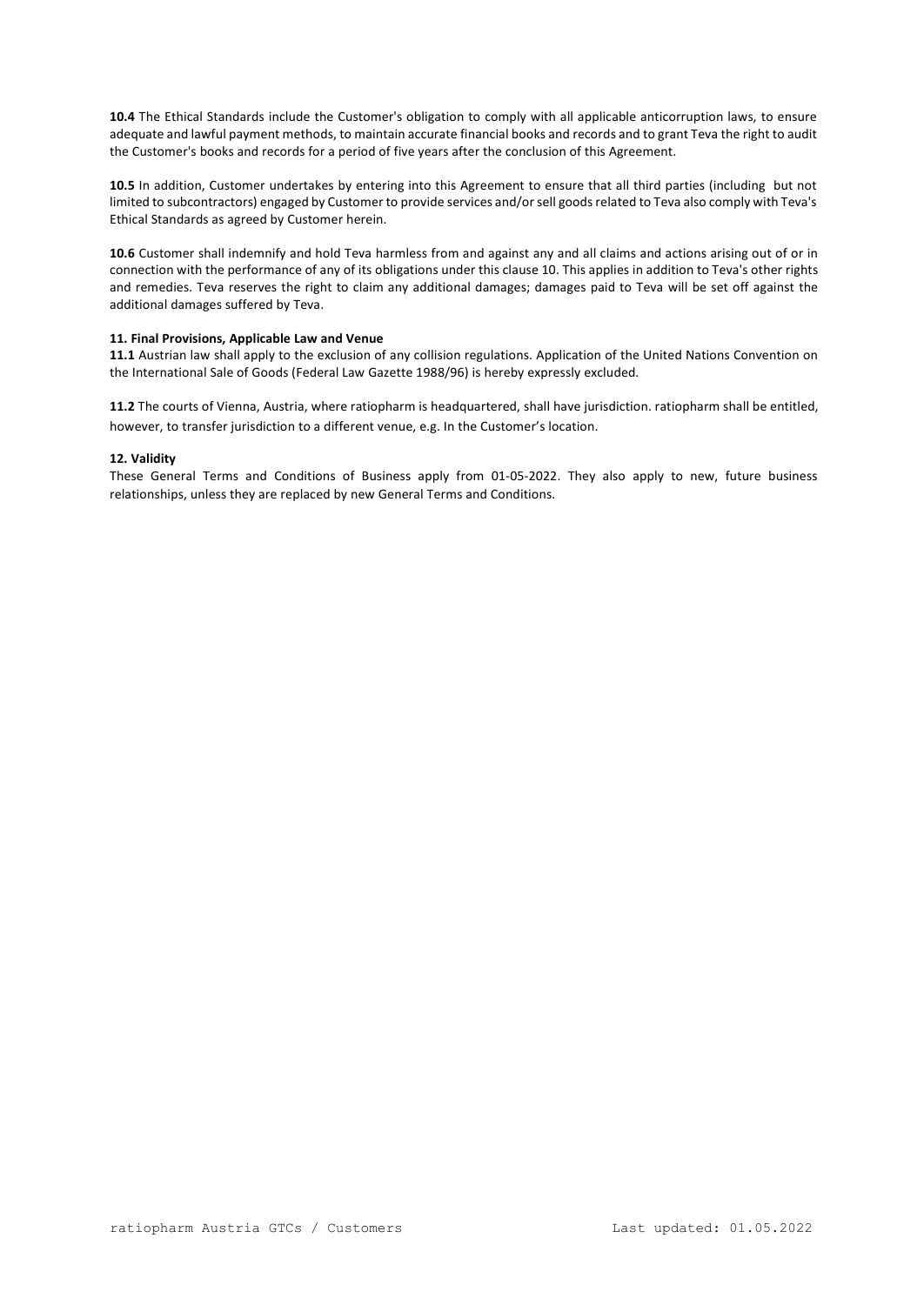**10.4** The Ethical Standards include the Customer's obligation to comply with all applicable anticorruption laws, to ensure adequate and lawful payment methods, to maintain accurate financial books and records and to grant Teva the right to audit the Customer's books and records for a period of five years after the conclusion of this Agreement.

**10.5** In addition, Customer undertakes by entering into this Agreement to ensure that all third parties (including but not limited to subcontractors) engaged by Customer to provide services and/or sell goods related to Teva also comply with Teva's Ethical Standards as agreed by Customer herein.

**10.6** Customer shall indemnify and hold Teva harmless from and against any and all claims and actions arising out of or in connection with the performance of any of its obligations under this clause 10. This applies in addition to Teva's other rights and remedies. Teva reserves the right to claim any additional damages; damages paid to Teva will be set off against the additional damages suffered by Teva.

**11. Final Provisions, Applicable Law and Venue**

**11.1** Austrian law shall apply to the exclusion of any collision regulations. Application of the United Nations Convention on the International Sale of Goods (Federal Law Gazette 1988/96) is hereby expressly excluded.

**11.2** The courts of Vienna, Austria, where ratiopharm is headquartered, shall have jurisdiction. ratiopharm shall be entitled, however, to transfer jurisdiction to a different venue, e.g. In the Customer's location.

**12. Validity**

These General Terms and Conditions of Business apply from 01-05-2022. They also apply to new, future business relationships, unless they are replaced by new General Terms and Conditions.